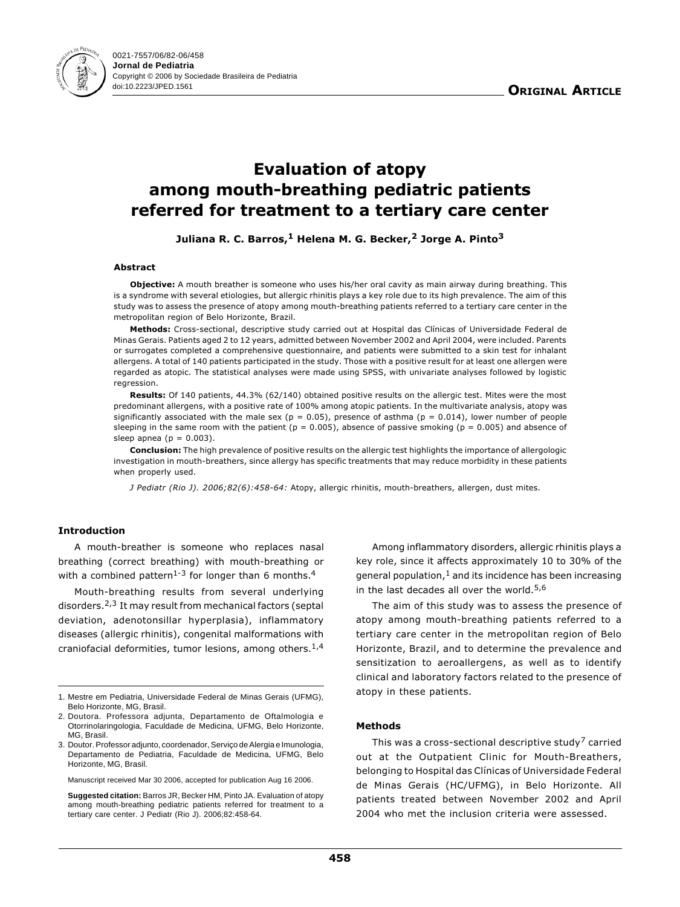0021-7557/06/82-06/458
**Jornal de Pediatria**
Copyright © 2006 by Sociedade Brasileira de Pediatria
doi:10.2223/JPED.1561

**ORIGINAL ARTICLE**

# Evaluation of atopy among mouth-breathing pediatric patients referred for treatment to a tertiary care center

**Juliana R. C. Barros,[1] Helena M. G. Becker,[2] Jorge A. Pinto[3]**

#### Abstract

**Objective:** A mouth breather is someone who uses his/her oral cavity as main airway during breathing. This is a syndrome with several etiologies, but allergic rhinitis plays a key role due to its high prevalence. The aim of this study was to assess the presence of atopy among mouth-breathing patients referred to a tertiary care center in the metropolitan region of Belo Horizonte, Brazil.

**Methods:** Cross-sectional, descriptive study carried out at Hospital das Clínicas of Universidade Federal de Minas Gerais. Patients aged 2 to 12 years, admitted between November 2002 and April 2004, were included. Parents or surrogates completed a comprehensive questionnaire, and patients were submitted to a skin test for inhalant allergens. A total of 140 patients participated in the study. Those with a positive result for at least one allergen were regarded as atopic. The statistical analyses were made using SPSS, with univariate analyses followed by logistic regression.

**Results:** Of 140 patients, 44.3% (62/140) obtained positive results on the allergic test. Mites were the most predominant allergens, with a positive rate of 100% among atopic patients. In the multivariate analysis, atopy was significantly associated with the male sex ($p = 0.05$), presence of asthma ($p = 0.014$), lower number of people sleeping in the same room with the patient ($p = 0.005$), absence of passive smoking ($p = 0.005$) and absence of sleep apnea ($p = 0.003$).

**Conclusion:** The high prevalence of positive results on the allergic test highlights the importance of allergologic investigation in mouth-breathers, since allergy has specific treatments that may reduce morbidity in these patients when properly used.

*J Pediatr (Rio J). 2006;82(6):458-64:* Atopy, allergic rhinitis, mouth-breathers, allergen, dust mites.

#### Introduction

A mouth-breather is someone who replaces nasal breathing (correct breathing) with mouth-breathing or with a combined pattern[1-3] for longer than 6 months.[4]

Mouth-breathing results from several underlying disorders.[2,3] It may result from mechanical factors (septal deviation, adenotonsillar hyperplasia), inflammatory diseases (allergic rhinitis), congenital malformations with craniofacial deformities, tumor lesions, among others.[1,4]

Among inflammatory disorders, allergic rhinitis plays a key role, since it affects approximately 10 to 30% of the general population,[1] and its incidence has been increasing in the last decades all over the world.[5,6]

The aim of this study was to assess the presence of atopy among mouth-breathing patients referred to a tertiary care center in the metropolitan region of Belo Horizonte, Brazil, and to determine the prevalence and sensitization to aeroallergens, as well as to identify clinical and laboratory factors related to the presence of atopy in these patients.

#### Methods

This was a cross-sectional descriptive study[7] carried out at the Outpatient Clinic for Mouth-Breathers, belonging to Hospital das Clínicas of Universidade Federal de Minas Gerais (HC/UFMG), in Belo Horizonte. All patients treated between November 2002 and April 2004 who met the inclusion criteria were assessed.

1. Mestre em Pediatria, Universidade Federal de Minas Gerais (UFMG), Belo Horizonte, MG, Brasil.
2. Doutora. Professora adjunta, Departamento de Oftalmologia e Otorrinolaringologia, Faculdade de Medicina, UFMG, Belo Horizonte, MG, Brasil.
3. Doutor. Professor adjunto, coordenador, Serviço de Alergia e Imunologia, Departamento de Pediatria, Faculdade de Medicina, UFMG, Belo Horizonte, MG, Brasil.

Manuscript received Mar 30 2006, accepted for publication Aug 16 2006.

**Suggested citation:** Barros JR, Becker HM, Pinto JA. Evaluation of atopy among mouth-breathing pediatric patients referred for treatment to a tertiary care center. J Pediatr (Rio J). 2006;82:458-64.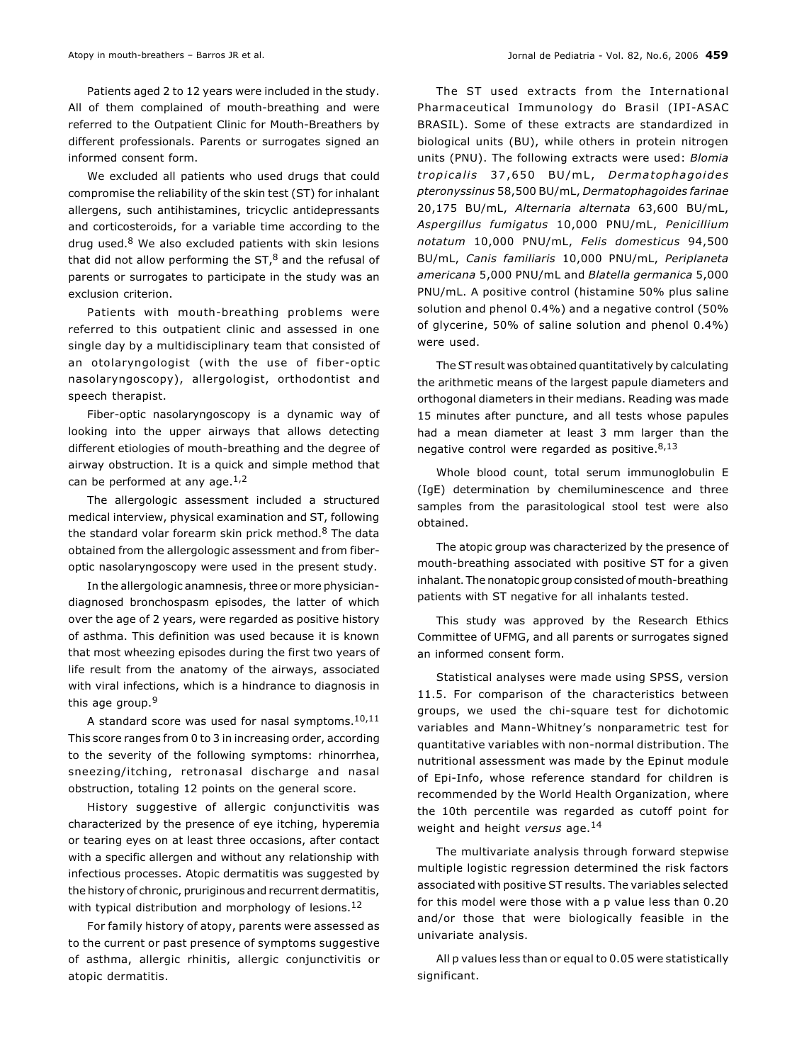Patients aged 2 to 12 years were included in the study. All of them complained of mouth-breathing and were referred to the Outpatient Clinic for Mouth-Breathers by different professionals. Parents or surrogates signed an informed consent form.

We excluded all patients who used drugs that could compromise the reliability of the skin test (ST) for inhalant allergens, such antihistamines, tricyclic antidepressants and corticosteroids, for a variable time according to the drug used.[8] We also excluded patients with skin lesions that did not allow performing the ST,[8] and the refusal of parents or surrogates to participate in the study was an exclusion criterion.

Patients with mouth-breathing problems were referred to this outpatient clinic and assessed in one single day by a multidisciplinary team that consisted of an otolaryngologist (with the use of fiber-optic nasolaryngoscopy), allergologist, orthodontist and speech therapist.

Fiber-optic nasolaryngoscopy is a dynamic way of looking into the upper airways that allows detecting different etiologies of mouth-breathing and the degree of airway obstruction. It is a quick and simple method that can be performed at any age.[1,2]

The allergologic assessment included a structured medical interview, physical examination and ST, following the standard volar forearm skin prick method.[8] The data obtained from the allergologic assessment and from fiber-optic nasolaryngoscopy were used in the present study.

In the allergologic anamnesis, three or more physician-diagnosed bronchospasm episodes, the latter of which over the age of 2 years, were regarded as positive history of asthma. This definition was used because it is known that most wheezing episodes during the first two years of life result from the anatomy of the airways, associated with viral infections, which is a hindrance to diagnosis in this age group.[9]

A standard score was used for nasal symptoms.[10,11] This score ranges from 0 to 3 in increasing order, according to the severity of the following symptoms: rhinorrhea, sneezing/itching, retronasal discharge and nasal obstruction, totaling 12 points on the general score.

History suggestive of allergic conjunctivitis was characterized by the presence of eye itching, hyperemia or tearing eyes on at least three occasions, after contact with a specific allergen and without any relationship with infectious processes. Atopic dermatitis was suggested by the history of chronic, pruriginous and recurrent dermatitis, with typical distribution and morphology of lesions.[12]

For family history of atopy, parents were assessed as to the current or past presence of symptoms suggestive of asthma, allergic rhinitis, allergic conjunctivitis or atopic dermatitis.

The ST used extracts from the International Pharmaceutical Immunology do Brasil (IPI-ASAC BRASIL). Some of these extracts are standardized in biological units (BU), while others in protein nitrogen units (PNU). The following extracts were used: *Blomia tropicalis* 37,650 BU/mL, *Dermatophagoides pteronyssinus* 58,500 BU/mL, *Dermatophagoides farinae* 20,175 BU/mL, *Alternaria alternata* 63,600 BU/mL, *Aspergillus fumigatus* 10,000 PNU/mL, *Penicillium notatum* 10,000 PNU/mL, *Felis domesticus* 94,500 BU/mL, *Canis familiaris* 10,000 PNU/mL, *Periplaneta americana* 5,000 PNU/mL and *Blatella germanica* 5,000 PNU/mL. A positive control (histamine 50% plus saline solution and phenol 0.4%) and a negative control (50% of glycerine, 50% of saline solution and phenol 0.4%) were used.

The ST result was obtained quantitatively by calculating the arithmetic means of the largest papule diameters and orthogonal diameters in their medians. Reading was made 15 minutes after puncture, and all tests whose papules had a mean diameter at least 3 mm larger than the negative control were regarded as positive.[8,13]

Whole blood count, total serum immunoglobulin E (IgE) determination by chemiluminescence and three samples from the parasitological stool test were also obtained.

The atopic group was characterized by the presence of mouth-breathing associated with positive ST for a given inhalant. The nonatopic group consisted of mouth-breathing patients with ST negative for all inhalants tested.

This study was approved by the Research Ethics Committee of UFMG, and all parents or surrogates signed an informed consent form.

Statistical analyses were made using SPSS, version 11.5. For comparison of the characteristics between groups, we used the chi-square test for dichotomic variables and Mann-Whitney's nonparametric test for quantitative variables with non-normal distribution. The nutritional assessment was made by the Epinut module of Epi-Info, whose reference standard for children is recommended by the World Health Organization, where the 10th percentile was regarded as cutoff point for weight and height *versus* age.[14]

The multivariate analysis through forward stepwise multiple logistic regression determined the risk factors associated with positive ST results. The variables selected for this model were those with a p value less than 0.20 and/or those that were biologically feasible in the univariate analysis.

All p values less than or equal to 0.05 were statistically significant.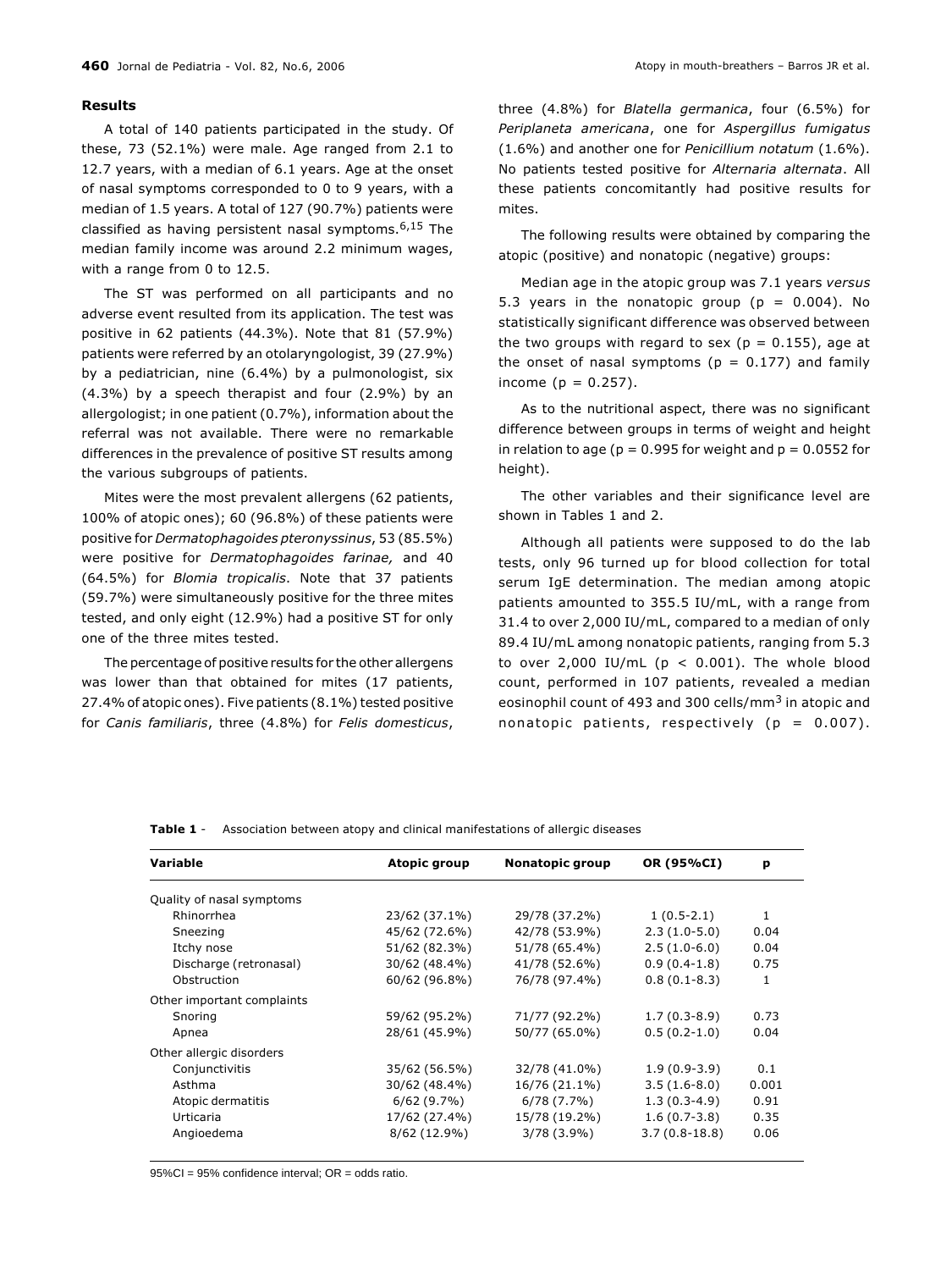### Results

A total of 140 patients participated in the study. Of these, 73 (52.1%) were male. Age ranged from 2.1 to 12.7 years, with a median of 6.1 years. Age at the onset of nasal symptoms corresponded to 0 to 9 years, with a median of 1.5 years. A total of 127 (90.7%) patients were classified as having persistent nasal symptoms.[6,15] The median family income was around 2.2 minimum wages, with a range from 0 to 12.5.

The ST was performed on all participants and no adverse event resulted from its application. The test was positive in 62 patients (44.3%). Note that 81 (57.9%) patients were referred by an otolaryngologist, 39 (27.9%) by a pediatrician, nine (6.4%) by a pulmonologist, six (4.3%) by a speech therapist and four (2.9%) by an allergologist; in one patient (0.7%), information about the referral was not available. There were no remarkable differences in the prevalence of positive ST results among the various subgroups of patients.

Mites were the most prevalent allergens (62 patients, 100% of atopic ones); 60 (96.8%) of these patients were positive for *Dermatophagoides pteronyssinus*, 53 (85.5%) were positive for *Dermatophagoides farinae,* and 40 (64.5%) for *Blomia tropicalis*. Note that 37 patients (59.7%) were simultaneously positive for the three mites tested, and only eight (12.9%) had a positive ST for only one of the three mites tested.

The percentage of positive results for the other allergens was lower than that obtained for mites (17 patients, 27.4% of atopic ones). Five patients (8.1%) tested positive for *Canis familiaris*, three (4.8%) for *Felis domesticus*, three (4.8%) for *Blatella germanica*, four (6.5%) for *Periplaneta americana*, one for *Aspergillus fumigatus* (1.6%) and another one for *Penicillium notatum* (1.6%). No patients tested positive for *Alternaria alternata*. All these patients concomitantly had positive results for mites.

The following results were obtained by comparing the atopic (positive) and nonatopic (negative) groups:

Median age in the atopic group was 7.1 years *versus* 5.3 years in the nonatopic group ($p = 0.004$). No statistically significant difference was observed between the two groups with regard to sex ($p = 0.155$), age at the onset of nasal symptoms ($p = 0.177$) and family income ($p = 0.257$).

As to the nutritional aspect, there was no significant difference between groups in terms of weight and height in relation to age ($p = 0.995$ for weight and $p = 0.0552$ for height).

The other variables and their significance level are shown in Tables 1 and 2.

Although all patients were supposed to do the lab tests, only 96 turned up for blood collection for total serum IgE determination. The median among atopic patients amounted to 355.5 IU/mL, with a range from 31.4 to over 2,000 IU/mL, compared to a median of only 89.4 IU/mL among nonatopic patients, ranging from 5.3 to over 2,000 IU/mL ($p < 0.001$). The whole blood count, performed in 107 patients, revealed a median eosinophil count of 493 and 300 cells/mm$^3$ in atopic and nonatopic patients, respectively ($p = 0.007$).

**Table 1** - Association between atopy and clinical manifestations of allergic diseases

| Variable | Atopic group | Nonatopic group | OR (95%CI) | p |
|---|---|---|---|---|
| Quality of nasal symptoms | | | | |
| Rhinorrhea | 23/62 (37.1%) | 29/78 (37.2%) | 1 (0.5-2.1) | 1 |
| Sneezing | 45/62 (72.6%) | 42/78 (53.9%) | 2.3 (1.0-5.0) | 0.04 |
| Itchy nose | 51/62 (82.3%) | 51/78 (65.4%) | 2.5 (1.0-6.0) | 0.04 |
| Discharge (retronasal) | 30/62 (48.4%) | 41/78 (52.6%) | 0.9 (0.4-1.8) | 0.75 |
| Obstruction | 60/62 (96.8%) | 76/78 (97.4%) | 0.8 (0.1-8.3) | 1 |
| Other important complaints | | | | |
| Snoring | 59/62 (95.2%) | 71/77 (92.2%) | 1.7 (0.3-8.9) | 0.73 |
| Apnea | 28/61 (45.9%) | 50/77 (65.0%) | 0.5 (0.2-1.0) | 0.04 |
| Other allergic disorders | | | | |
| Conjunctivitis | 35/62 (56.5%) | 32/78 (41.0%) | 1.9 (0.9-3.9) | 0.1 |
| Asthma | 30/62 (48.4%) | 16/76 (21.1%) | 3.5 (1.6-8.0) | 0.001 |
| Atopic dermatitis | 6/62 (9.7%) | 6/78 (7.7%) | 1.3 (0.3-4.9) | 0.91 |
| Urticaria | 17/62 (27.4%) | 15/78 (19.2%) | 1.6 (0.7-3.8) | 0.35 |
| Angioedema | 8/62 (12.9%) | 3/78 (3.9%) | 3.7 (0.8-18.8) | 0.06 |

95%CI = 95% confidence interval; OR = odds ratio.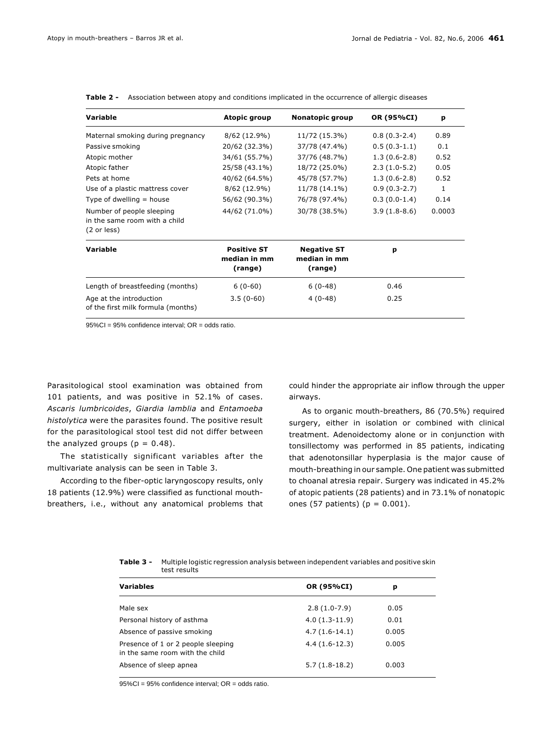**Table 2 -** Association between atopy and conditions implicated in the occurrence of allergic diseases

| Variable | Atopic group | Nonatopic group | OR (95%CI) | p |
|---|---|---|---|---|
| Maternal smoking during pregnancy | 8/62 (12.9%) | 11/72 (15.3%) | 0.8 (0.3-2.4) | 0.89 |
| Passive smoking | 20/62 (32.3%) | 37/78 (47.4%) | 0.5 (0.3-1.1) | 0.1 |
| Atopic mother | 34/61 (55.7%) | 37/76 (48.7%) | 1.3 (0.6-2.8) | 0.52 |
| Atopic father | 25/58 (43.1%) | 18/72 (25.0%) | 2.3 (1.0-5.2) | 0.05 |
| Pets at home | 40/62 (64.5%) | 45/78 (57.7%) | 1.3 (0.6-2.8) | 0.52 |
| Use of a plastic mattress cover | 8/62 (12.9%) | 11/78 (14.1%) | 0.9 (0.3-2.7) | 1 |
| Type of dwelling = house | 56/62 (90.3%) | 76/78 (97.4%) | 0.3 (0.0-1.4) | 0.14 |
| Number of people sleeping in the same room with a child (2 or less) | 44/62 (71.0%) | 30/78 (38.5%) | 3.9 (1.8-8.6) | 0.0003 |
| **Variable** | **Positive ST median in mm (range)** | **Negative ST median in mm (range)** | **p** | |
| Length of breastfeeding (months) | 6 (0-60) | 6 (0-48) | 0.46 | |
| Age at the introduction of the first milk formula (months) | 3.5 (0-60) | 4 (0-48) | 0.25 | |

95%CI = 95% confidence interval; OR = odds ratio.

Parasitological stool examination was obtained from 101 patients, and was positive in 52.1% of cases. *Ascaris lumbricoides*, *Giardia lamblia* and *Entamoeba histolytica* were the parasites found. The positive result for the parasitological stool test did not differ between the analyzed groups (p = 0.48).

The statistically significant variables after the multivariate analysis can be seen in Table 3.

According to the fiber-optic laryngoscopy results, only 18 patients (12.9%) were classified as functional mouth-breathers, i.e., without any anatomical problems that could hinder the appropriate air inflow through the upper airways.

As to organic mouth-breathers, 86 (70.5%) required surgery, either in isolation or combined with clinical treatment. Adenoidectomy alone or in conjunction with tonsillectomy was performed in 85 patients, indicating that adenotonsillar hyperplasia is the major cause of mouth-breathing in our sample. One patient was submitted to choanal atresia repair. Surgery was indicated in 45.2% of atopic patients (28 patients) and in 73.1% of nonatopic ones (57 patients) (p = 0.001).

**Table 3 -** Multiple logistic regression analysis between independent variables and positive skin test results

| Variables | OR (95%CI) | p |
|---|---|---|
| Male sex | 2.8 (1.0-7.9) | 0.05 |
| Personal history of asthma | 4.0 (1.3-11.9) | 0.01 |
| Absence of passive smoking | 4.7 (1.6-14.1) | 0.005 |
| Presence of 1 or 2 people sleeping in the same room with the child | 4.4 (1.6-12.3) | 0.005 |
| Absence of sleep apnea | 5.7 (1.8-18.2) | 0.003 |

95%CI = 95% confidence interval; OR = odds ratio.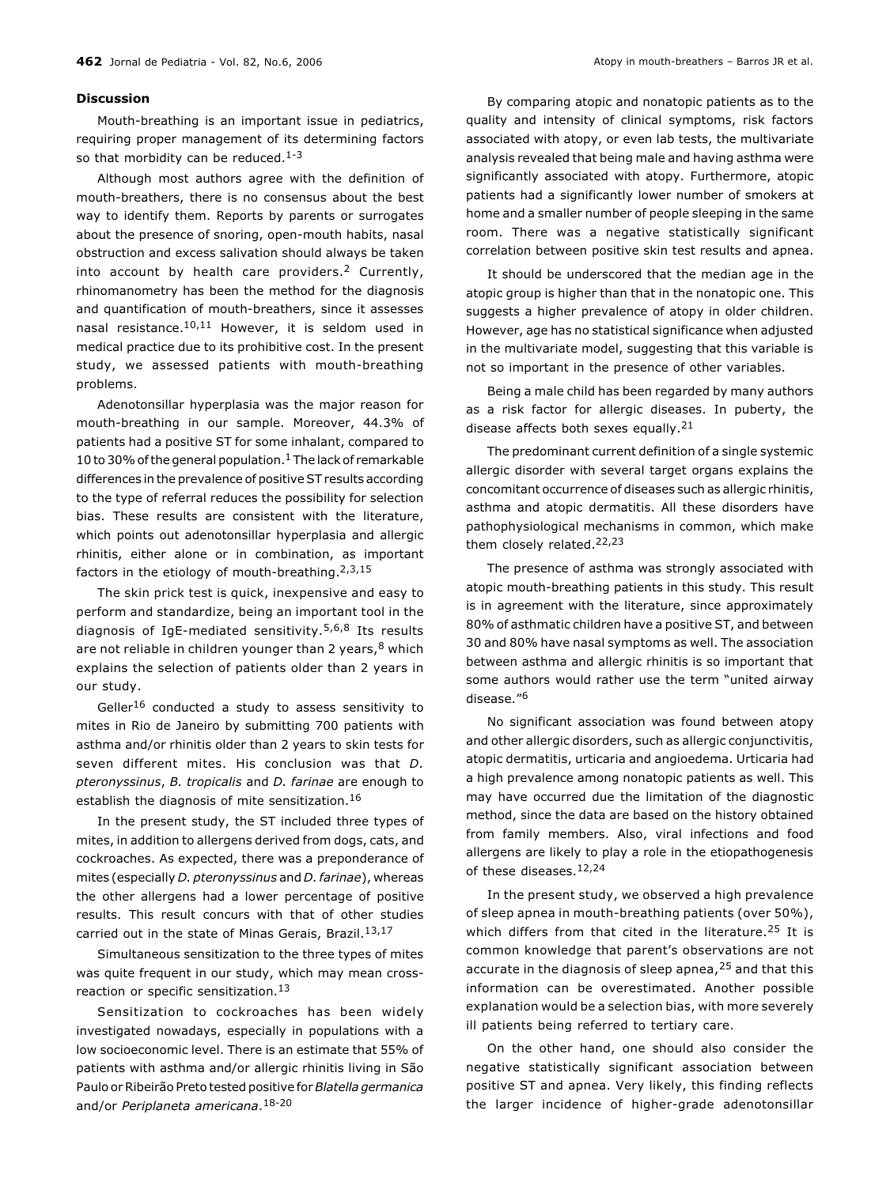### Discussion

Mouth-breathing is an important issue in pediatrics, requiring proper management of its determining factors so that morbidity can be reduced.[1-3]

Although most authors agree with the definition of mouth-breathers, there is no consensus about the best way to identify them. Reports by parents or surrogates about the presence of snoring, open-mouth habits, nasal obstruction and excess salivation should always be taken into account by health care providers.[2] Currently, rhinomanometry has been the method for the diagnosis and quantification of mouth-breathers, since it assesses nasal resistance.[10,11] However, it is seldom used in medical practice due to its prohibitive cost. In the present study, we assessed patients with mouth-breathing problems.

Adenotonsillar hyperplasia was the major reason for mouth-breathing in our sample. Moreover, 44.3% of patients had a positive ST for some inhalant, compared to 10 to 30% of the general population.[1] The lack of remarkable differences in the prevalence of positive ST results according to the type of referral reduces the possibility for selection bias. These results are consistent with the literature, which points out adenotonsillar hyperplasia and allergic rhinitis, either alone or in combination, as important factors in the etiology of mouth-breathing.[2,3,15]

The skin prick test is quick, inexpensive and easy to perform and standardize, being an important tool in the diagnosis of IgE-mediated sensitivity.[5,6,8] Its results are not reliable in children younger than 2 years,[8] which explains the selection of patients older than 2 years in our study.

Geller[16] conducted a study to assess sensitivity to mites in Rio de Janeiro by submitting 700 patients with asthma and/or rhinitis older than 2 years to skin tests for seven different mites. His conclusion was that *D. pteronyssinus*, *B. tropicalis* and *D. farinae* are enough to establish the diagnosis of mite sensitization.[16]

In the present study, the ST included three types of mites, in addition to allergens derived from dogs, cats, and cockroaches. As expected, there was a preponderance of mites (especially *D. pteronyssinus* and *D. farinae*), whereas the other allergens had a lower percentage of positive results. This result concurs with that of other studies carried out in the state of Minas Gerais, Brazil.[13,17]

Simultaneous sensitization to the three types of mites was quite frequent in our study, which may mean cross-reaction or specific sensitization.[13]

Sensitization to cockroaches has been widely investigated nowadays, especially in populations with a low socioeconomic level. There is an estimate that 55% of patients with asthma and/or allergic rhinitis living in São Paulo or Ribeirão Preto tested positive for *Blatella germanica* and/or *Periplaneta americana*.[18-20]

By comparing atopic and nonatopic patients as to the quality and intensity of clinical symptoms, risk factors associated with atopy, or even lab tests, the multivariate analysis revealed that being male and having asthma were significantly associated with atopy. Furthermore, atopic patients had a significantly lower number of smokers at home and a smaller number of people sleeping in the same room. There was a negative statistically significant correlation between positive skin test results and apnea.

It should be underscored that the median age in the atopic group is higher than that in the nonatopic one. This suggests a higher prevalence of atopy in older children. However, age has no statistical significance when adjusted in the multivariate model, suggesting that this variable is not so important in the presence of other variables.

Being a male child has been regarded by many authors as a risk factor for allergic diseases. In puberty, the disease affects both sexes equally.[21]

The predominant current definition of a single systemic allergic disorder with several target organs explains the concomitant occurrence of diseases such as allergic rhinitis, asthma and atopic dermatitis. All these disorders have pathophysiological mechanisms in common, which make them closely related.[22,23]

The presence of asthma was strongly associated with atopic mouth-breathing patients in this study. This result is in agreement with the literature, since approximately 80% of asthmatic children have a positive ST, and between 30 and 80% have nasal symptoms as well. The association between asthma and allergic rhinitis is so important that some authors would rather use the term "united airway disease."[6]

No significant association was found between atopy and other allergic disorders, such as allergic conjunctivitis, atopic dermatitis, urticaria and angioedema. Urticaria had a high prevalence among nonatopic patients as well. This may have occurred due the limitation of the diagnostic method, since the data are based on the history obtained from family members. Also, viral infections and food allergens are likely to play a role in the etiopathogenesis of these diseases.[12,24]

In the present study, we observed a high prevalence of sleep apnea in mouth-breathing patients (over 50%), which differs from that cited in the literature.[25] It is common knowledge that parent's observations are not accurate in the diagnosis of sleep apnea,[25] and that this information can be overestimated. Another possible explanation would be a selection bias, with more severely ill patients being referred to tertiary care.

On the other hand, one should also consider the negative statistically significant association between positive ST and apnea. Very likely, this finding reflects the larger incidence of higher-grade adenotonsillar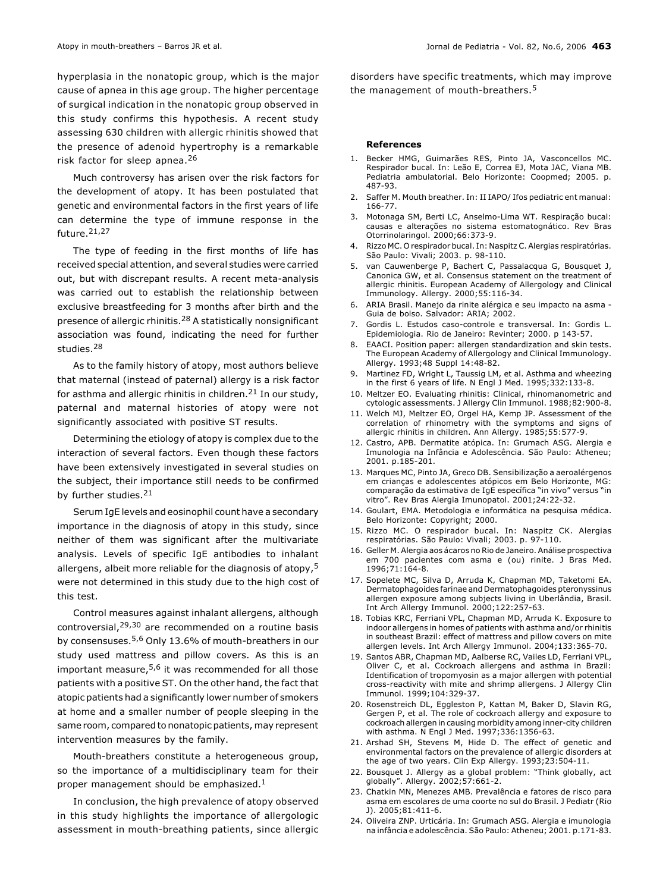hyperplasia in the nonatopic group, which is the major cause of apnea in this age group. The higher percentage of surgical indication in the nonatopic group observed in this study confirms this hypothesis. A recent study assessing 630 children with allergic rhinitis showed that the presence of adenoid hypertrophy is a remarkable risk factor for sleep apnea.[26]

Much controversy has arisen over the risk factors for the development of atopy. It has been postulated that genetic and environmental factors in the first years of life can determine the type of immune response in the future.[21,27]

The type of feeding in the first months of life has received special attention, and several studies were carried out, but with discrepant results. A recent meta-analysis was carried out to establish the relationship between exclusive breastfeeding for 3 months after birth and the presence of allergic rhinitis.[28] A statistically nonsignificant association was found, indicating the need for further studies.[28]

As to the family history of atopy, most authors believe that maternal (instead of paternal) allergy is a risk factor for asthma and allergic rhinitis in children.[21] In our study, paternal and maternal histories of atopy were not significantly associated with positive ST results.

Determining the etiology of atopy is complex due to the interaction of several factors. Even though these factors have been extensively investigated in several studies on the subject, their importance still needs to be confirmed by further studies.[21]

Serum IgE levels and eosinophil count have a secondary importance in the diagnosis of atopy in this study, since neither of them was significant after the multivariate analysis. Levels of specific IgE antibodies to inhalant allergens, albeit more reliable for the diagnosis of atopy,[5] were not determined in this study due to the high cost of this test.

Control measures against inhalant allergens, although controversial,[29,30] are recommended on a routine basis by consensuses.[5,6] Only 13.6% of mouth-breathers in our study used mattress and pillow covers. As this is an important measure,[5,6] it was recommended for all those patients with a positive ST. On the other hand, the fact that atopic patients had a significantly lower number of smokers at home and a smaller number of people sleeping in the same room, compared to nonatopic patients, may represent intervention measures by the family.

Mouth-breathers constitute a heterogeneous group, so the importance of a multidisciplinary team for their proper management should be emphasized.[1]

In conclusion, the high prevalence of atopy observed in this study highlights the importance of allergologic assessment in mouth-breathing patients, since allergic disorders have specific treatments, which may improve the management of mouth-breathers.[5]

#### References

1. Becker HMG, Guimarães RES, Pinto JA, Vasconcellos MC. Respirador bucal. In: Leão E, Correa EJ, Mota JAC, Viana MB. Pediatria ambulatorial. Belo Horizonte: Coopmed; 2005. p. 487-93.
2. Saffer M. Mouth breather. In: II IAPO/ Ifos pediatric ent manual: 166-77.
3. Motonaga SM, Berti LC, Anselmo-Lima WT. Respiração bucal: causas e alterações no sistema estomatognático. Rev Bras Otorrinolaringol. 2000;66:373-9.
4. Rizzo MC. O respirador bucal. In: Naspitz C. Alergias respiratórias. São Paulo: Vivali; 2003. p. 98-110.
5. van Cauwenberge P, Bachert C, Passalacqua G, Bousquet J, Canonica GW, et al. Consensus statement on the treatment of allergic rhinitis. European Academy of Allergology and Clinical Immunology. Allergy. 2000;55:116-34.
6. ARIA Brasil. Manejo da rinite alérgica e seu impacto na asma - Guia de bolso. Salvador: ARIA; 2002.
7. Gordis L. Estudos caso-controle e transversal. In: Gordis L. Epidemiologia. Rio de Janeiro: Revinter; 2000. p 143-57.
8. EAACI. Position paper: allergen standardization and skin tests. The European Academy of Allergology and Clinical Immunology. Allergy. 1993;48 Suppl 14:48-82.
9. Martinez FD, Wright L, Taussig LM, et al. Asthma and wheezing in the first 6 years of life. N Engl J Med. 1995;332:133-8.
10. Meltzer EO. Evaluating rhinitis: Clinical, rhinomanometric and cytologic assessments. J Allergy Clin Immunol. 1988;82:900-8.
11. Welch MJ, Meltzer EO, Orgel HA, Kemp JP. Assessment of the correlation of rhinometry with the symptoms and signs of allergic rhinitis in children. Ann Allergy. 1985;55:577-9.
12. Castro, APB. Dermatite atópica. In: Grumach ASG. Alergia e Imunologia na Infância e Adolescência. São Paulo: Atheneu; 2001. p.185-201.
13. Marques MC, Pinto JA, Greco DB. Sensibilização a aeroalérgenos em crianças e adolescentes atópicos em Belo Horizonte, MG: comparação da estimativa de IgE específica "in vivo" versus "in vitro". Rev Bras Alergia Imunopatol. 2001;24:22-32.
14. Goulart, EMA. Metodologia e informática na pesquisa médica. Belo Horizonte: Copyright; 2000.
15. Rizzo MC. O respirador bucal. In: Naspitz CK. Alergias respiratórias. São Paulo: Vivali; 2003. p. 97-110.
16. Geller M. Alergia aos ácaros no Rio de Janeiro. Análise prospectiva em 700 pacientes com asma e (ou) rinite. J Bras Med. 1996;71:164-8.
17. Sopelete MC, Silva D, Arruda K, Chapman MD, Taketomi EA. Dermatophagoides farinae and Dermatophagoides pteronyssinus allergen exposure among subjects living in Uberlândia, Brasil. Int Arch Allergy Immunol. 2000;122:257-63.
18. Tobias KRC, Ferriani VPL, Chapman MD, Arruda K. Exposure to indoor allergens in homes of patients with asthma and/or rhinitis in southeast Brazil: effect of mattress and pillow covers on mite allergen levels. Int Arch Allergy Immunol. 2004;133:365-70.
19. Santos ABR, Chapman MD, Aalberse RC, Vailes LD, Ferriani VPL, Oliver C, et al. Cockroach allergens and asthma in Brazil: Identification of tropomyosin as a major allergen with potential cross-reactivity with mite and shrimp allergens. J Allergy Clin Immunol. 1999;104:329-37.
20. Rosenstreich DL, Eggleston P, Kattan M, Baker D, Slavin RG, Gergen P, et al. The role of cockroach allergy and exposure to cockroach allergen in causing morbidity among inner-city children with asthma. N Engl J Med. 1997;336:1356-63.
21. Arshad SH, Stevens M, Hide D. The effect of genetic and environmental factors on the prevalence of allergic disorders at the age of two years. Clin Exp Allergy. 1993;23:504-11.
22. Bousquet J. Allergy as a global problem: "Think globally, act globally". Allergy. 2002;57:661-2.
23. Chatkin MN, Menezes AMB. Prevalência e fatores de risco para asma em escolares de uma coorte no sul do Brasil. J Pediatr (Rio J). 2005;81:411-6.
24. Oliveira ZNP. Urticária. In: Grumach ASG. Alergia e imunologia na infância e adolescência. São Paulo: Atheneu; 2001. p.171-83.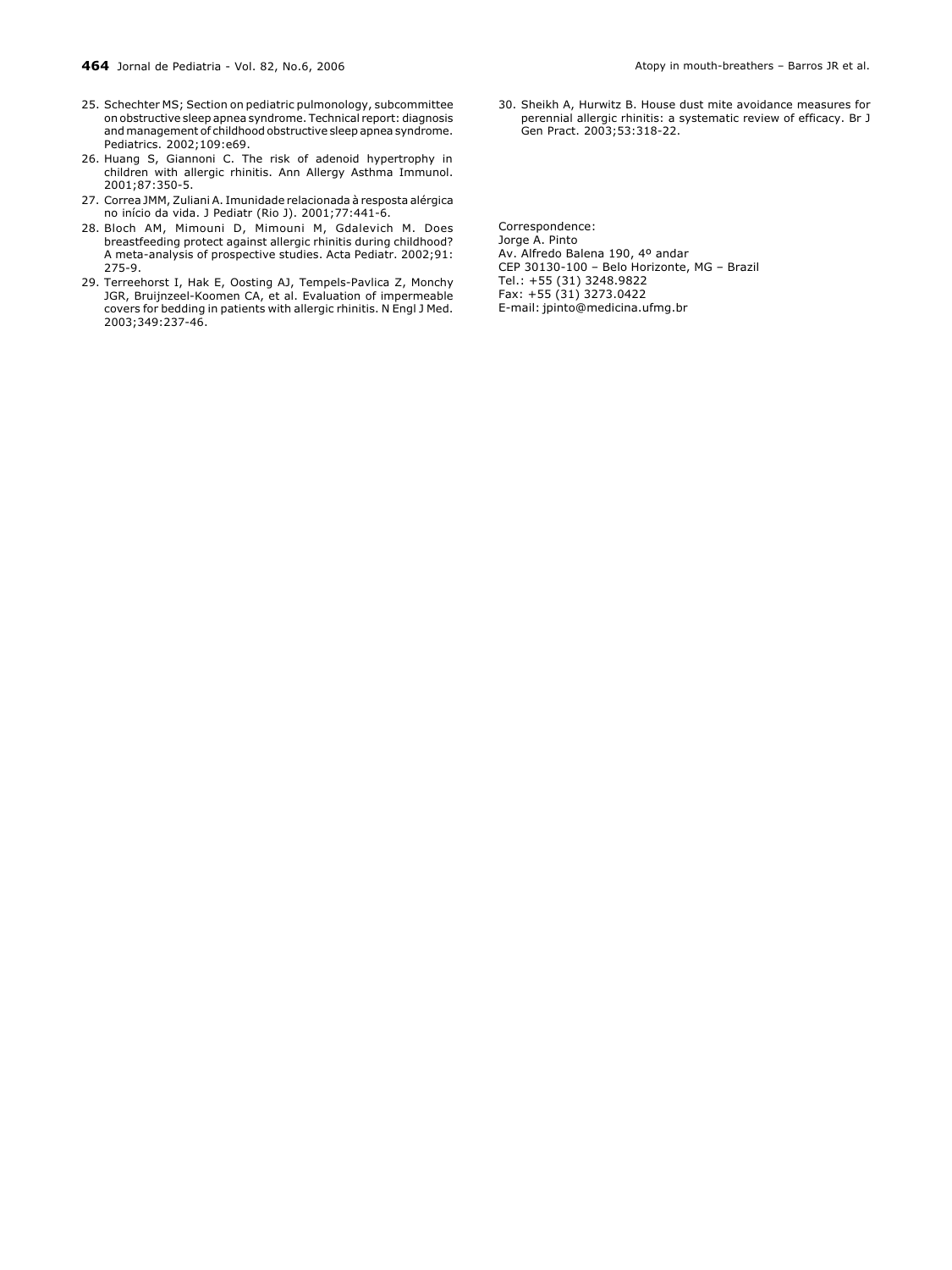25. Schechter MS; Section on pediatric pulmonology, subcommittee on obstructive sleep apnea syndrome. Technical report: diagnosis and management of childhood obstructive sleep apnea syndrome. Pediatrics. 2002;109:e69.
26. Huang S, Giannoni C. The risk of adenoid hypertrophy in children with allergic rhinitis. Ann Allergy Asthma Immunol. 2001;87:350-5.
27. Correa JMM, Zuliani A. Imunidade relacionada à resposta alérgica no início da vida. J Pediatr (Rio J). 2001;77:441-6.
28. Bloch AM, Mimouni D, Mimouni M, Gdalevich M. Does breastfeeding protect against allergic rhinitis during childhood? A meta-analysis of prospective studies. Acta Pediatr. 2002;91: 275-9.
29. Terreehorst I, Hak E, Oosting AJ, Tempels-Pavlica Z, Monchy JGR, Bruijnzeel-Koomen CA, et al. Evaluation of impermeable covers for bedding in patients with allergic rhinitis. N Engl J Med. 2003;349:237-46.
30. Sheikh A, Hurwitz B. House dust mite avoidance measures for perennial allergic rhinitis: a systematic review of efficacy. Br J Gen Pract. 2003;53:318-22.

Correspondence:
Jorge A. Pinto
Av. Alfredo Balena 190, 4º andar
CEP 30130-100 – Belo Horizonte, MG – Brazil
Tel.: +55 (31) 3248.9822
Fax: +55 (31) 3273.0422
E-mail: jpinto@medicina.ufmg.br